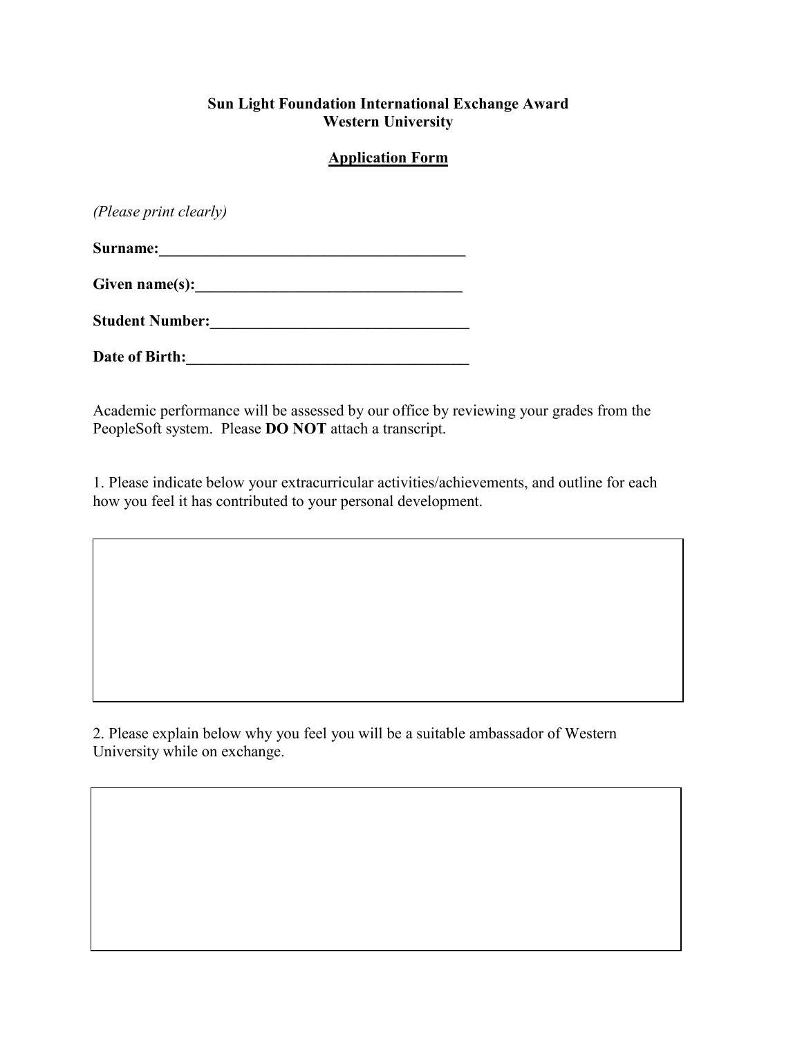**Sun Light Foundation International Exchange Award**
**Western University**

**Application Form**

*(Please print clearly)*

**Surname:**________________________________________

**Given name(s):**___________________________________

**Student Number:**_________________________________

**Date of Birth:**____________________________________

Academic performance will be assessed by our office by reviewing your grades from the PeopleSoft system. Please **DO NOT** attach a transcript.

1. Please indicate below your extracurricular activities/achievements, and outline for each how you feel it has contributed to your personal development.

| |
|---|
| |

2. Please explain below why you feel you will be a suitable ambassador of Western University while on exchange.

| |
|---|
| |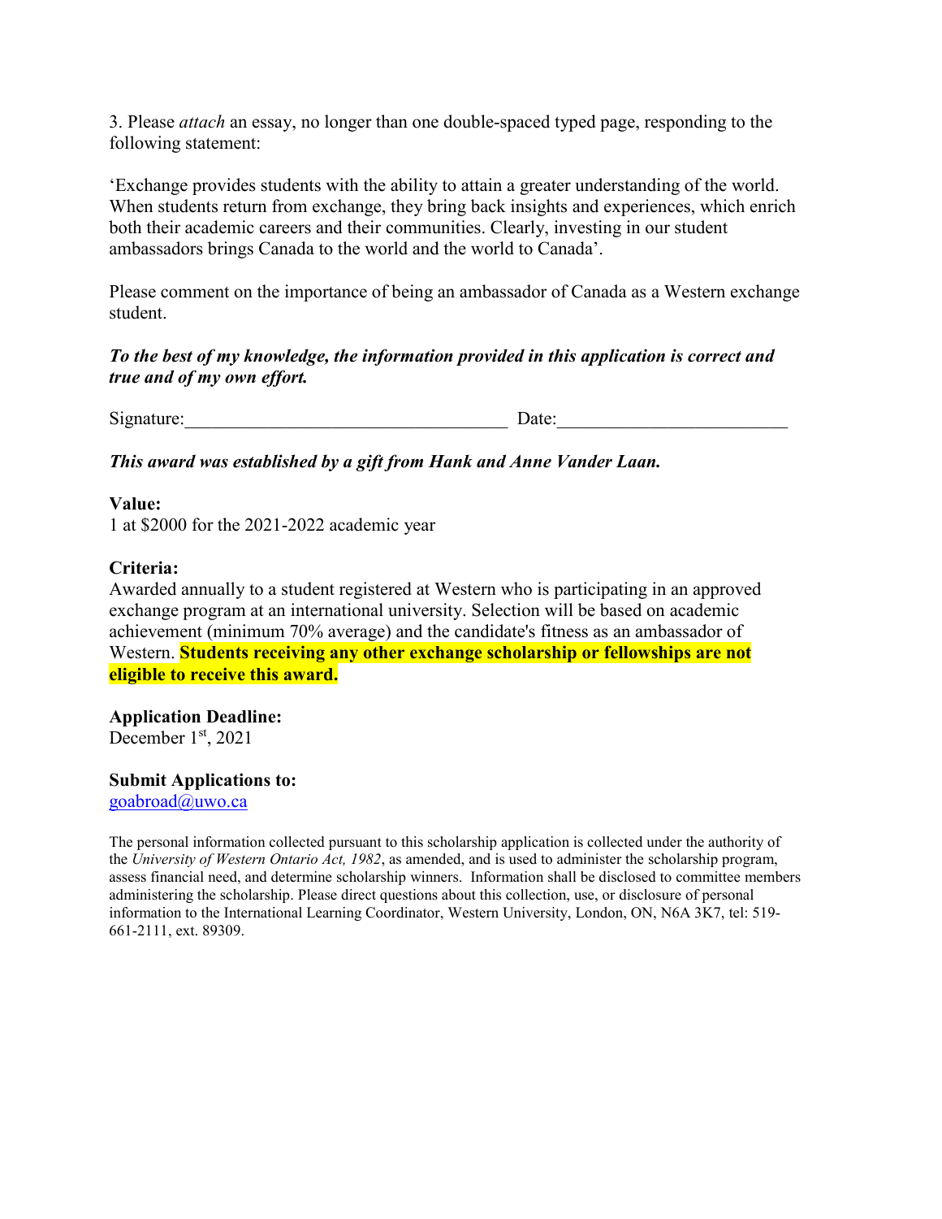3. Please *attach* an essay, no longer than one double-spaced typed page, responding to the following statement:

'Exchange provides students with the ability to attain a greater understanding of the world. When students return from exchange, they bring back insights and experiences, which enrich both their academic careers and their communities. Clearly, investing in our student ambassadors brings Canada to the world and the world to Canada'.

Please comment on the importance of being an ambassador of Canada as a Western exchange student.

***To the best of my knowledge, the information provided in this application is correct and true and of my own effort.***

Signature:___________________________________ Date:_________________________

***This award was established by a gift from Hank and Anne Vander Laan.***

**Value:**
1 at $2000 for the 2021-2022 academic year

**Criteria:**
Awarded annually to a student registered at Western who is participating in an approved exchange program at an international university. Selection will be based on academic achievement (minimum 70% average) and the candidate's fitness as an ambassador of Western. **Students receiving any other exchange scholarship or fellowships are not eligible to receive this award.**

**Application Deadline:**
December 1st, 2021

**Submit Applications to:**
goabroad@uwo.ca

The personal information collected pursuant to this scholarship application is collected under the authority of the *University of Western Ontario Act, 1982*, as amended, and is used to administer the scholarship program, assess financial need, and determine scholarship winners. Information shall be disclosed to committee members administering the scholarship. Please direct questions about this collection, use, or disclosure of personal information to the International Learning Coordinator, Western University, London, ON, N6A 3K7, tel: 519-661-2111, ext. 89309.